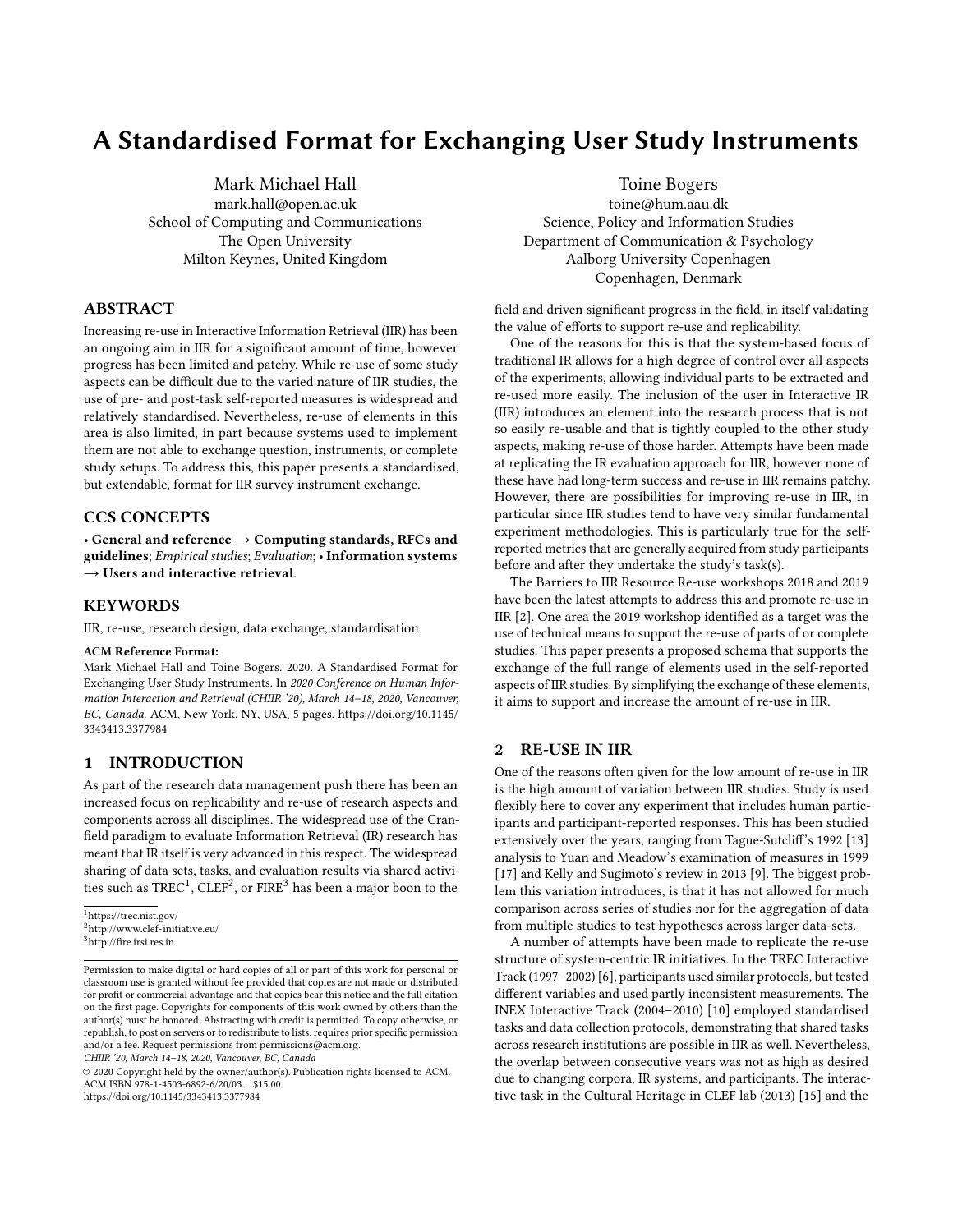# A Standardised Format for Exchanging User Study Instruments

Mark Michael Hall
mark.hall@open.ac.uk
School of Computing and Communications
The Open University
Milton Keynes, United Kingdom

Toine Bogers
toine@hum.aau.dk
Science, Policy and Information Studies
Department of Communication & Psychology
Aalborg University Copenhagen
Copenhagen, Denmark

## ABSTRACT

Increasing re-use in Interactive Information Retrieval (IIR) has been an ongoing aim in IIR for a significant amount of time, however progress has been limited and patchy. While re-use of some study aspects can be difficult due to the varied nature of IIR studies, the use of pre- and post-task self-reported measures is widespread and relatively standardised. Nevertheless, re-use of elements in this area is also limited, in part because systems used to implement them are not able to exchange question, instruments, or complete study setups. To address this, this paper presents a standardised, but extendable, format for IIR survey instrument exchange.

## CCS CONCEPTS

• **General and reference → Computing standards, RFCs and guidelines**; *Empirical studies*; *Evaluation*; • **Information systems → Users and interactive retrieval**.

## KEYWORDS

IIR, re-use, research design, data exchange, standardisation

**ACM Reference Format:**
Mark Michael Hall and Toine Bogers. 2020. A Standardised Format for Exchanging User Study Instruments. In *2020 Conference on Human Information Interaction and Retrieval (CHIIR '20), March 14–18, 2020, Vancouver, BC, Canada.* ACM, New York, NY, USA, 5 pages. https://doi.org/10.1145/3343413.3377984

## 1 INTRODUCTION

As part of the research data management push there has been an increased focus on replicability and re-use of research aspects and components across all disciplines. The widespread use of the Cranfield paradigm to evaluate Information Retrieval (IR) research has meant that IR itself is very advanced in this respect. The widespread sharing of data sets, tasks, and evaluation results via shared activities such as TREC[1], CLEF[2], or FIRE[3] has been a major boon to the field and driven significant progress in the field, in itself validating the value of efforts to support re-use and replicability.

One of the reasons for this is that the system-based focus of traditional IR allows for a high degree of control over all aspects of the experiments, allowing individual parts to be extracted and re-used more easily. The inclusion of the user in Interactive IR (IIR) introduces an element into the research process that is not so easily re-usable and that is tightly coupled to the other study aspects, making re-use of those harder. Attempts have been made at replicating the IR evaluation approach for IIR, however none of these have had long-term success and re-use in IIR remains patchy. However, there are possibilities for improving re-use in IIR, in particular since IIR studies tend to have very similar fundamental experiment methodologies. This is particularly true for the self-reported metrics that are generally acquired from study participants before and after they undertake the study's task(s).

The Barriers to IIR Resource Re-use workshops 2018 and 2019 have been the latest attempts to address this and promote re-use in IIR [2]. One area the 2019 workshop identified as a target was the use of technical means to support the re-use of parts of or complete studies. This paper presents a proposed schema that supports the exchange of the full range of elements used in the self-reported aspects of IIR studies. By simplifying the exchange of these elements, it aims to support and increase the amount of re-use in IIR.

## 2 RE-USE IN IIR

One of the reasons often given for the low amount of re-use in IIR is the high amount of variation between IIR studies. Study is used flexibly here to cover any experiment that includes human participants and participant-reported responses. This has been studied extensively over the years, ranging from Tague-Sutcliff's 1992 [13] analysis to Yuan and Meadow's examination of measures in 1999 [17] and Kelly and Sugimoto's review in 2013 [9]. The biggest problem this variation introduces, is that it has not allowed for much comparison across series of studies nor for the aggregation of data from multiple studies to test hypotheses across larger data-sets.

A number of attempts have been made to replicate the re-use structure of system-centric IR initiatives. In the TREC Interactive Track (1997–2002) [6], participants used similar protocols, but tested different variables and used partly inconsistent measurements. The INEX Interactive Track (2004–2010) [10] employed standardised tasks and data collection protocols, demonstrating that shared tasks across research institutions are possible in IIR as well. Nevertheless, the overlap between consecutive years was not as high as desired due to changing corpora, IR systems, and participants. The interactive task in the Cultural Heritage in CLEF lab (2013) [15] and the

[1] https://trec.nist.gov/
[2] http://www.clef-initiative.eu/
[3] http://fire.irsi.res.in

Permission to make digital or hard copies of all or part of this work for personal or classroom use is granted without fee provided that copies are not made or distributed for profit or commercial advantage and that copies bear this notice and the full citation on the first page. Copyrights for components of this work owned by others than the author(s) must be honored. Abstracting with credit is permitted. To copy otherwise, or republish, to post on servers or to redistribute to lists, requires prior specific permission and/or a fee. Request permissions from permissions@acm.org.
*CHIIR '20, March 14–18, 2020, Vancouver, BC, Canada*
© 2020 Copyright held by the owner/author(s). Publication rights licensed to ACM.
ACM ISBN 978-1-4503-6892-6/20/03…$15.00
https://doi.org/10.1145/3343413.3377984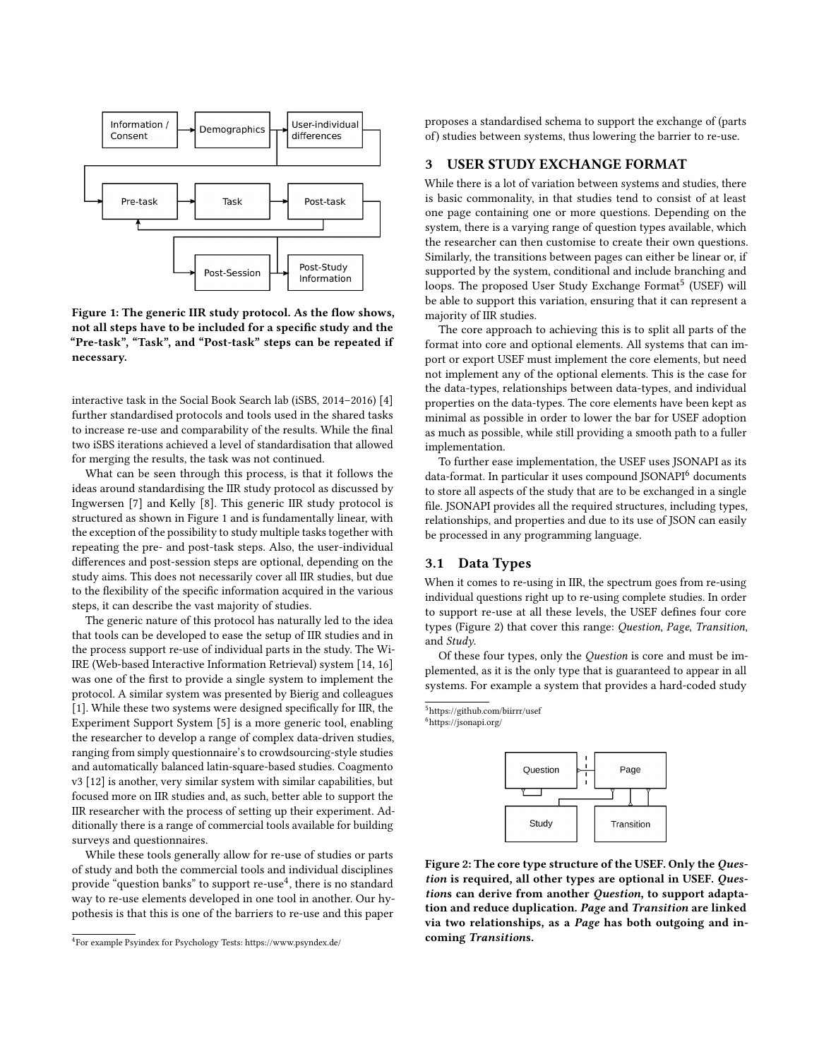Figure 1: The generic IIR study protocol. As the flow shows, not all steps have to be included for a specific study and the “Pre-task”, “Task”, and “Post-task” steps can be repeated if necessary.

interactive task in the Social Book Search lab (iSBS, 2014–2016) [4] further standardised protocols and tools used in the shared tasks to increase re-use and comparability of the results. While the final two iSBS iterations achieved a level of standardisation that allowed for merging the results, the task was not continued.

What can be seen through this process, is that it follows the ideas around standardising the IIR study protocol as discussed by Ingwersen [7] and Kelly [8]. This generic IIR study protocol is structured as shown in Figure 1 and is fundamentally linear, with the exception of the possibility to study multiple tasks together with repeating the pre- and post-task steps. Also, the user-individual differences and post-session steps are optional, depending on the study aims. This does not necessarily cover all IIR studies, but due to the flexibility of the specific information acquired in the various steps, it can describe the vast majority of studies.

The generic nature of this protocol has naturally led to the idea that tools can be developed to ease the setup of IIR studies and in the process support re-use of individual parts in the study. The Wi-IRE (Web-based Interactive Information Retrieval) system [14, 16] was one of the first to provide a single system to implement the protocol. A similar system was presented by Bierig and colleagues [1]. While these two systems were designed specifically for IIR, the Experiment Support System [5] is a more generic tool, enabling the researcher to develop a range of complex data-driven studies, ranging from simply questionnaire's to crowdsourcing-style studies and automatically balanced latin-square-based studies. Coagmento v3 [12] is another, very similar system with similar capabilities, but focused more on IIR studies and, as such, better able to support the IIR researcher with the process of setting up their experiment. Additionally there is a range of commercial tools available for building surveys and questionnaires.

While these tools generally allow for re-use of studies or parts of study and both the commercial tools and individual disciplines provide “question banks” to support re-use[4], there is no standard way to re-use elements developed in one tool in another. Our hypothesis is that this is one of the barriers to re-use and this paper proposes a standardised schema to support the exchange of (parts of) studies between systems, thus lowering the barrier to re-use.

[4] For example Psyindex for Psychology Tests: https://www.psyndex.de/

## 3 USER STUDY EXCHANGE FORMAT

While there is a lot of variation between systems and studies, there is basic commonality, in that studies tend to consist of at least one page containing one or more questions. Depending on the system, there is a varying range of question types available, which the researcher can then customise to create their own questions. Similarly, the transitions between pages can either be linear or, if supported by the system, conditional and include branching and loops. The proposed User Study Exchange Format[5] (USEF) will be able to support this variation, ensuring that it can represent a majority of IIR studies.

The core approach to achieving this is to split all parts of the format into core and optional elements. All systems that can import or export USEF must implement the core elements, but need not implement any of the optional elements. This is the case for the data-types, relationships between data-types, and individual properties on the data-types. The core elements have been kept as minimal as possible in order to lower the bar for USEF adoption as much as possible, while still providing a smooth path to a fuller implementation.

To further ease implementation, the USEF uses JSONAPI as its data-format. In particular it uses compound JSONAPI[6] documents to store all aspects of the study that are to be exchanged in a single file. JSONAPI provides all the required structures, including types, relationships, and properties and due to its use of JSON can easily be processed in any programming language.

### 3.1 Data Types

When it comes to re-using in IIR, the spectrum goes from re-using individual questions right up to re-using complete studies. In order to support re-use at all these levels, the USEF defines four core types (Figure 2) that cover this range: *Question*, *Page*, *Transition*, and *Study*.

Of these four types, only the *Question* is core and must be implemented, as it is the only type that is guaranteed to appear in all systems. For example a system that provides a hard-coded study

[5] https://github.com/biirrr/usef
[6] https://jsonapi.org/

Figure 2: The core type structure of the USEF. Only the *Question* is required, all other types are optional in USEF. *Questions* can derive from another *Question*, to support adaptation and reduce duplication. *Page* and *Transition* are linked via two relationships, as a *Page* has both outgoing and incoming *Transitions*.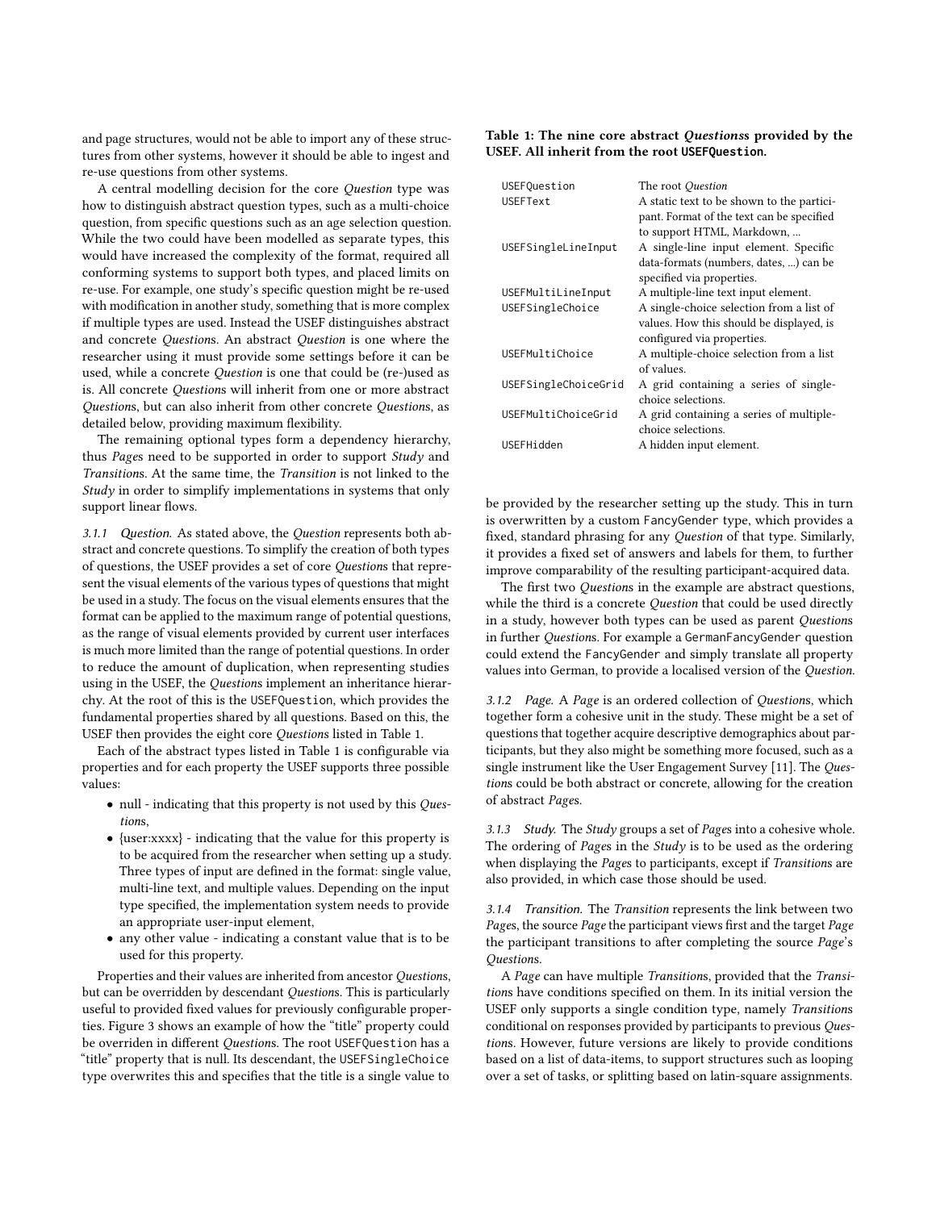and page structures, would not be able to import any of these structures from other systems, however it should be able to ingest and re-use questions from other systems.

A central modelling decision for the core *Question* type was how to distinguish abstract question types, such as a multi-choice question, from specific questions such as an age selection question. While the two could have been modelled as separate types, this would have increased the complexity of the format, required all conforming systems to support both types, and placed limits on re-use. For example, one study's specific question might be re-used with modification in another study, something that is more complex if multiple types are used. Instead the USEF distinguishes abstract and concrete *Questions*. An abstract *Question* is one where the researcher using it must provide some settings before it can be used, while a concrete *Question* is one that could be (re-)used as is. All concrete *Questions* will inherit from one or more abstract *Questions*, but can also inherit from other concrete *Questions*, as detailed below, providing maximum flexibility.

The remaining optional types form a dependency hierarchy, thus *Pages* need to be supported in order to support *Study* and *Transitions*. At the same time, the *Transition* is not linked to the *Study* in order to simplify implementations in systems that only support linear flows.

#### 3.1.1 Question.

As stated above, the *Question* represents both abstract and concrete questions. To simplify the creation of both types of questions, the USEF provides a set of core *Questions* that represent the visual elements of the various types of questions that might be used in a study. The focus on the visual elements ensures that the format can be applied to the maximum range of potential questions, as the range of visual elements provided by current user interfaces is much more limited than the range of potential questions. In order to reduce the amount of duplication, when representing studies using in the USEF, the *Questions* implement an inheritance hierarchy. At the root of this is the `USEFQuestion`, which provides the fundamental properties shared by all questions. Based on this, the USEF then provides the eight core *Questions* listed in Table 1.

Each of the abstract types listed in Table 1 is configurable via properties and for each property the USEF supports three possible values:

- null - indicating that this property is not used by this *Questions*,
- {user:xxxx} - indicating that the value for this property is to be acquired from the researcher when setting up a study. Three types of input are defined in the format: single value, multi-line text, and multiple values. Depending on the input type specified, the implementation system needs to provide an appropriate user-input element,
- any other value - indicating a constant value that is to be used for this property.

Properties and their values are inherited from ancestor *Questions*, but can be overridden by descendant *Questions*. This is particularly useful to provided fixed values for previously configurable properties. Figure 3 shows an example of how the "title" property could be overriden in different *Questions*. The root `USEFQuestion` has a "title" property that is null. Its descendant, the `USEFSingleChoice` type overwrites this and specifies that the title is a single value to be provided by the researcher setting up the study. This in turn is overwritten by a custom `FancyGender` type, which provides a fixed, standard phrasing for any *Question* of that type. Similarly, it provides a fixed set of answers and labels for them, to further improve comparability of the resulting participant-acquired data.

**Table 1: The nine core abstract *Questionss* provided by the USEF. All inherit from the root `USEFQuestion`.**

| | |
|---|---|
| `USEFQuestion` | The root *Question* |
| `USEFText` | A static text to be shown to the participant. Format of the text can be specified to support HTML, Markdown, ... |
| `USEFSingleLineInput` | A single-line input element. Specific data-formats (numbers, dates, ...) can be specified via properties. |
| `USEFMultiLineInput` | A multiple-line text input element. |
| `USEFSingleChoice` | A single-choice selection from a list of values. How this should be displayed, is configured via properties. |
| `USEFMultiChoice` | A multiple-choice selection from a list of values. |
| `USEFSingleChoiceGrid` | A grid containing a series of single-choice selections. |
| `USEFMultiChoiceGrid` | A grid containing a series of multiple-choice selections. |
| `USEFHidden` | A hidden input element. |

The first two *Questions* in the example are abstract questions, while the third is a concrete *Question* that could be used directly in a study, however both types can be used as parent *Questions* in further *Questions*. For example a `GermanFancyGender` question could extend the `FancyGender` and simply translate all property values into German, to provide a localised version of the *Question*.

#### 3.1.2 Page.

A *Page* is an ordered collection of *Questions*, which together form a cohesive unit in the study. These might be a set of questions that together acquire descriptive demographics about participants, but they also might be something more focused, such as a single instrument like the User Engagement Survey [11]. The *Questions* could be both abstract or concrete, allowing for the creation of abstract *Pages*.

#### 3.1.3 Study.

The *Study* groups a set of *Pages* into a cohesive whole. The ordering of *Pages* in the *Study* is to be used as the ordering when displaying the *Pages* to participants, except if *Transitions* are also provided, in which case those should be used.

#### 3.1.4 Transition.

The *Transition* represents the link between two *Pages*, the source *Page* the participant views first and the target *Page* the participant transitions to after completing the source *Page*'s *Questions*.

A *Page* can have multiple *Transitions*, provided that the *Transitions* have conditions specified on them. In its initial version the USEF only supports a single condition type, namely *Transitions* conditional on responses provided by participants to previous *Questions*. However, future versions are likely to provide conditions based on a list of data-items, to support structures such as looping over a set of tasks, or splitting based on latin-square assignments.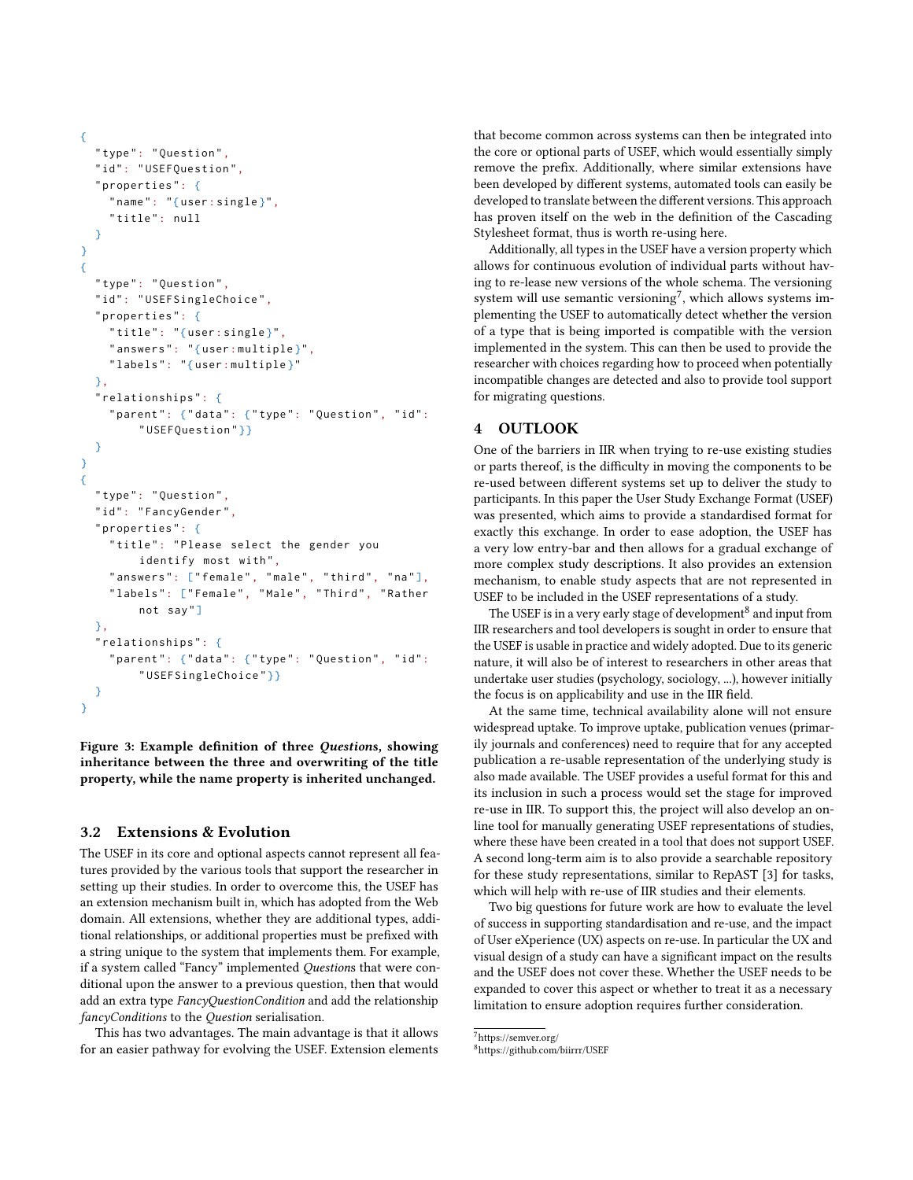```
{
  "type": "Question",
  "id": "USEFQuestion",
  "properties": {
    "name": "{user:single}",
    "title": null
  }
}
{
  "type": "Question",
  "id": "USEFSingleChoice",
  "properties": {
    "title": "{user:single}",
    "answers": "{user:multiple}",
    "labels": "{user:multiple}"
  },
  "relationships": {
    "parent": {"data": {"type": "Question", "id":
        "USEFQuestion"}}
  }
}
{
  "type": "Question",
  "id": "FancyGender",
  "properties": {
    "title": "Please select the gender you
        identify most with",
    "answers": ["female", "male", "third", "na"],
    "labels": ["Female", "Male", "Third", "Rather
        not say"]
  },
  "relationships": {
    "parent": {"data": {"type": "Question", "id":
        "USEFSingleChoice"}}
  }
}
```

**Figure 3: Example definition of three *Questions*, showing inheritance between the three and overwriting of the title property, while the name property is inherited unchanged.**

### 3.2 Extensions & Evolution

The USEF in its core and optional aspects cannot represent all features provided by the various tools that support the researcher in setting up their studies. In order to overcome this, the USEF has an extension mechanism built in, which has adopted from the Web domain. All extensions, whether they are additional types, additional relationships, or additional properties must be prefixed with a string unique to the system that implements them. For example, if a system called "Fancy" implemented *Questions* that were conditional upon the answer to a previous question, then that would add an extra type *FancyQuestionCondition* and add the relationship *fancyConditions* to the *Question* serialisation.

This has two advantages. The main advantage is that it allows for an easier pathway for evolving the USEF. Extension elements that become common across systems can then be integrated into the core or optional parts of USEF, which would essentially simply remove the prefix. Additionally, where similar extensions have been developed by different systems, automated tools can easily be developed to translate between the different versions. This approach has proven itself on the web in the definition of the Cascading Stylesheet format, thus is worth re-using here.

Additionally, all types in the USEF have a version property which allows for continuous evolution of individual parts without having to re-lease new versions of the whole schema. The versioning system will use semantic versioning[7], which allows systems implementing the USEF to automatically detect whether the version of a type that is being imported is compatible with the version implemented in the system. This can then be used to provide the researcher with choices regarding how to proceed when potentially incompatible changes are detected and also to provide tool support for migrating questions.

## 4 OUTLOOK

One of the barriers in IIR when trying to re-use existing studies or parts thereof, is the difficulty in moving the components to be re-used between different systems set up to deliver the study to participants. In this paper the User Study Exchange Format (USEF) was presented, which aims to provide a standardised format for exactly this exchange. In order to ease adoption, the USEF has a very low entry-bar and then allows for a gradual exchange of more complex study descriptions. It also provides an extension mechanism, to enable study aspects that are not represented in USEF to be included in the USEF representations of a study.

The USEF is in a very early stage of development[8] and input from IIR researchers and tool developers is sought in order to ensure that the USEF is usable in practice and widely adopted. Due to its generic nature, it will also be of interest to researchers in other areas that undertake user studies (psychology, sociology, ...), however initially the focus is on applicability and use in the IIR field.

At the same time, technical availability alone will not ensure widespread uptake. To improve uptake, publication venues (primarily journals and conferences) need to require that for any accepted publication a re-usable representation of the underlying study is also made available. The USEF provides a useful format for this and its inclusion in such a process would set the stage for improved re-use in IIR. To support this, the project will also develop an online tool for manually generating USEF representations of studies, where these have been created in a tool that does not support USEF. A second long-term aim is to also provide a searchable repository for these study representations, similar to RepAST [3] for tasks, which will help with re-use of IIR studies and their elements.

Two big questions for future work are how to evaluate the level of success in supporting standardisation and re-use, and the impact of User eXperience (UX) aspects on re-use. In particular the UX and visual design of a study can have a significant impact on the results and the USEF does not cover these. Whether the USEF needs to be expanded to cover this aspect or whether to treat it as a necessary limitation to ensure adoption requires further consideration.

[7] https://semver.org/

[8] https://github.com/biirrr/USEF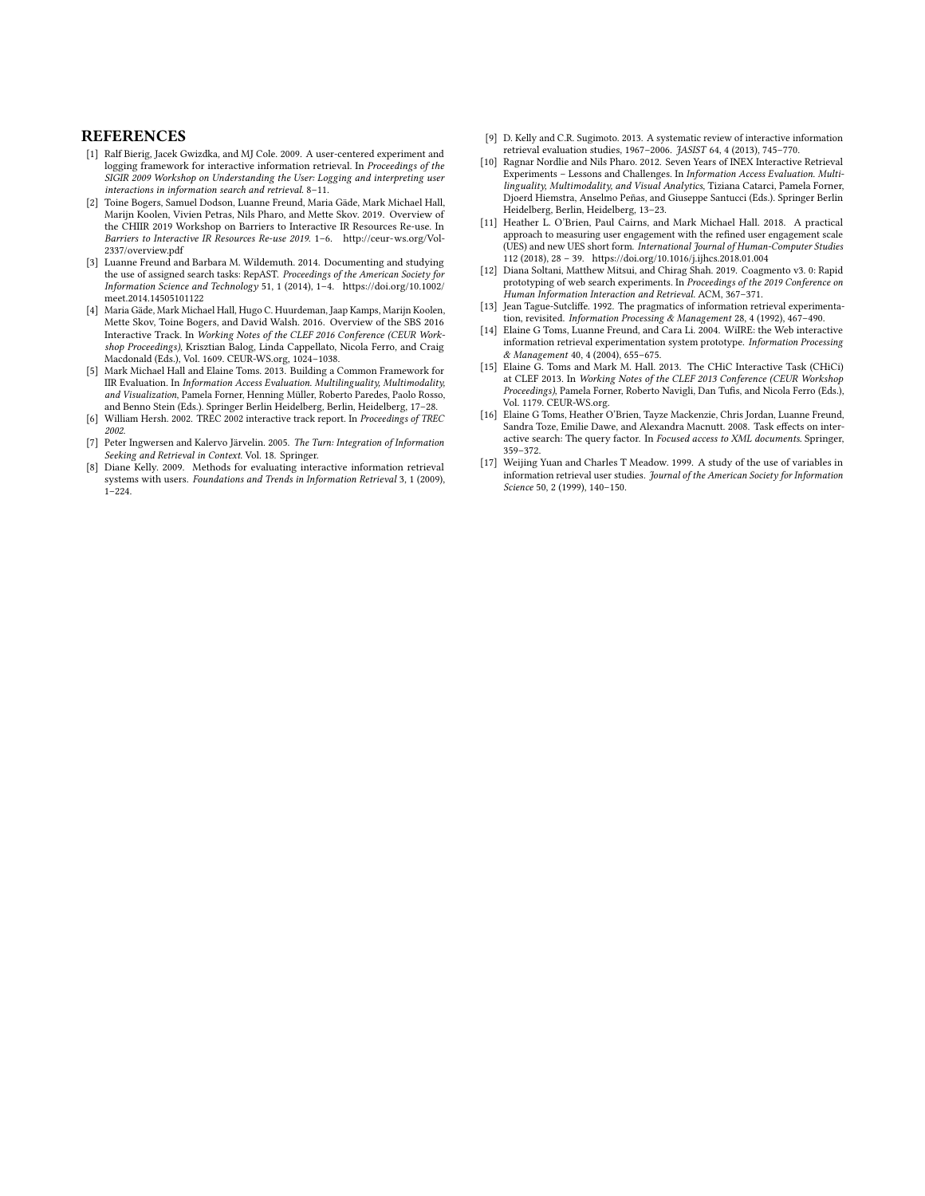## REFERENCES

[1] Ralf Bierig, Jacek Gwizdka, and MJ Cole. 2009. A user-centered experiment and logging framework for interactive information retrieval. In *Proceedings of the SIGIR 2009 Workshop on Understanding the User: Logging and interpreting user interactions in information search and retrieval*. 8–11.

[2] Toine Bogers, Samuel Dodson, Luanne Freund, Maria Gäde, Mark Michael Hall, Marijn Koolen, Vivien Petras, Nils Pharo, and Mette Skov. 2019. Overview of the CHIIR 2019 Workshop on Barriers to Interactive IR Resources Re-use. In *Barriers to Interactive IR Resources Re-use 2019*. 1–6. http://ceur-ws.org/Vol-2337/overview.pdf

[3] Luanne Freund and Barbara M. Wildemuth. 2014. Documenting and studying the use of assigned search tasks: RepAST. *Proceedings of the American Society for Information Science and Technology* 51, 1 (2014), 1–4. https://doi.org/10.1002/meet.2014.14505101122

[4] Maria Gäde, Mark Michael Hall, Hugo C. Huurdeman, Jaap Kamps, Marijn Koolen, Mette Skov, Toine Bogers, and David Walsh. 2016. Overview of the SBS 2016 Interactive Track. In *Working Notes of the CLEF 2016 Conference (CEUR Workshop Proceedings)*, Krisztian Balog, Linda Cappellato, Nicola Ferro, and Craig Macdonald (Eds.), Vol. 1609. CEUR-WS.org, 1024–1038.

[5] Mark Michael Hall and Elaine Toms. 2013. Building a Common Framework for IIR Evaluation. In *Information Access Evaluation. Multilinguality, Multimodality, and Visualization*, Pamela Forner, Henning Müller, Roberto Paredes, Paolo Rosso, and Benno Stein (Eds.). Springer Berlin Heidelberg, Berlin, Heidelberg, 17–28.

[6] William Hersh. 2002. TREC 2002 interactive track report. In *Proceedings of TREC 2002*.

[7] Peter Ingwersen and Kalervo Järvelin. 2005. *The Turn: Integration of Information Seeking and Retrieval in Context*. Vol. 18. Springer.

[8] Diane Kelly. 2009. Methods for evaluating interactive information retrieval systems with users. *Foundations and Trends in Information Retrieval* 3, 1 (2009), 1–224.

[9] D. Kelly and C.R. Sugimoto. 2013. A systematic review of interactive information retrieval evaluation studies, 1967–2006. *JASIST* 64, 4 (2013), 745–770.

[10] Ragnar Nordlie and Nils Pharo. 2012. Seven Years of INEX Interactive Retrieval Experiments – Lessons and Challenges. In *Information Access Evaluation. Multilinguality, Multimodality, and Visual Analytics*, Tiziana Catarci, Pamela Forner, Djoerd Hiemstra, Anselmo Peñas, and Giuseppe Santucci (Eds.). Springer Berlin Heidelberg, Berlin, Heidelberg, 13–23.

[11] Heather L. O'Brien, Paul Cairns, and Mark Michael Hall. 2018. A practical approach to measuring user engagement with the refined user engagement scale (UES) and new UES short form. *International Journal of Human-Computer Studies* 112 (2018), 28 – 39. https://doi.org/10.1016/j.ijhcs.2018.01.004

[12] Diana Soltani, Matthew Mitsui, and Chirag Shah. 2019. Coagmento v3. 0: Rapid prototyping of web search experiments. In *Proceedings of the 2019 Conference on Human Information Interaction and Retrieval*. ACM, 367–371.

[13] Jean Tague-Sutcliffe. 1992. The pragmatics of information retrieval experimentation, revisited. *Information Processing & Management* 28, 4 (1992), 467–490.

[14] Elaine G Toms, Luanne Freund, and Cara Li. 2004. WiIRE: the Web interactive information retrieval experimentation system prototype. *Information Processing & Management* 40, 4 (2004), 655–675.

[15] Elaine G. Toms and Mark M. Hall. 2013. The CHiC Interactive Task (CHiCi) at CLEF 2013. In *Working Notes of the CLEF 2013 Conference (CEUR Workshop Proceedings)*, Pamela Forner, Roberto Navigli, Dan Tufis, and Nicola Ferro (Eds.), Vol. 1179. CEUR-WS.org.

[16] Elaine G Toms, Heather O'Brien, Tayze Mackenzie, Chris Jordan, Luanne Freund, Sandra Toze, Emilie Dawe, and Alexandra Macnutt. 2008. Task effects on interactive search: The query factor. In *Focused access to XML documents*. Springer, 359–372.

[17] Weijing Yuan and Charles T Meadow. 1999. A study of the use of variables in information retrieval user studies. *Journal of the American Society for Information Science* 50, 2 (1999), 140–150.